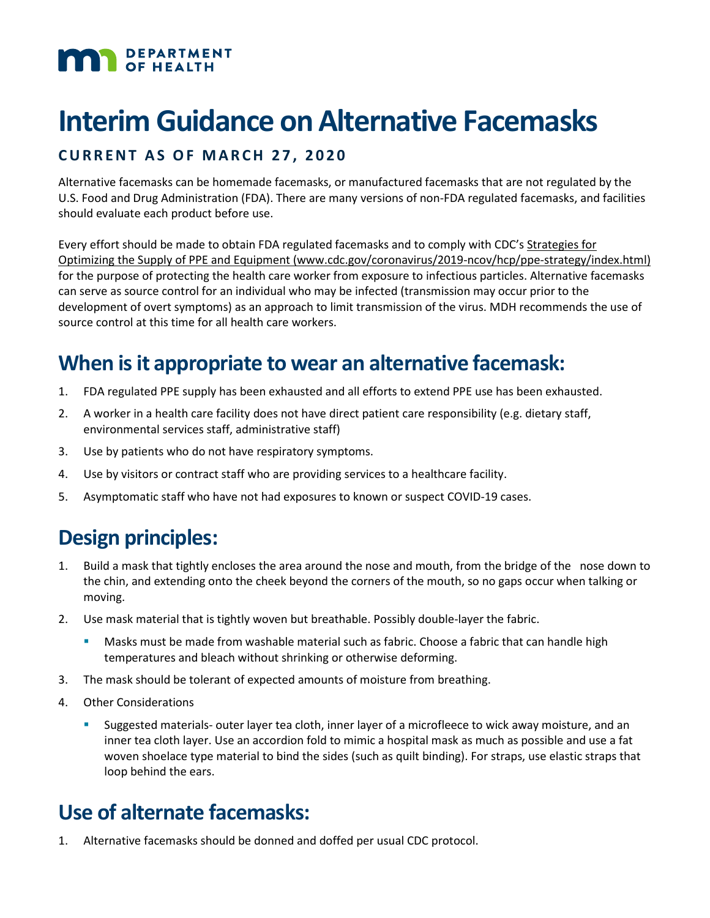DEPARTMENT OF HEALTH

# Interim Guidance on Alternative Facemasks

**CURRENT AS OF MARCH 27, 2020**

Alternative facemasks can be homemade facemasks, or manufactured facemasks that are not regulated by the U.S. Food and Drug Administration (FDA). There are many versions of non-FDA regulated facemasks, and facilities should evaluate each product before use.

Every effort should be made to obtain FDA regulated facemasks and to comply with CDC's Strategies for Optimizing the Supply of PPE and Equipment (www.cdc.gov/coronavirus/2019-ncov/hcp/ppe-strategy/index.html) for the purpose of protecting the health care worker from exposure to infectious particles. Alternative facemasks can serve as source control for an individual who may be infected (transmission may occur prior to the development of overt symptoms) as an approach to limit transmission of the virus. MDH recommends the use of source control at this time for all health care workers.

## When is it appropriate to wear an alternative facemask:

1. FDA regulated PPE supply has been exhausted and all efforts to extend PPE use has been exhausted.
2. A worker in a health care facility does not have direct patient care responsibility (e.g. dietary staff, environmental services staff, administrative staff)
3. Use by patients who do not have respiratory symptoms.
4. Use by visitors or contract staff who are providing services to a healthcare facility.
5. Asymptomatic staff who have not had exposures to known or suspect COVID-19 cases.

## Design principles:

1. Build a mask that tightly encloses the area around the nose and mouth, from the bridge of the nose down to the chin, and extending onto the cheek beyond the corners of the mouth, so no gaps occur when talking or moving.
2. Use mask material that is tightly woven but breathable. Possibly double-layer the fabric.
   - Masks must be made from washable material such as fabric. Choose a fabric that can handle high temperatures and bleach without shrinking or otherwise deforming.
3. The mask should be tolerant of expected amounts of moisture from breathing.
4. Other Considerations
   - Suggested materials- outer layer tea cloth, inner layer of a microfleece to wick away moisture, and an inner tea cloth layer. Use an accordion fold to mimic a hospital mask as much as possible and use a fat woven shoelace type material to bind the sides (such as quilt binding). For straps, use elastic straps that loop behind the ears.

## Use of alternate facemasks:

1. Alternative facemasks should be donned and doffed per usual CDC protocol.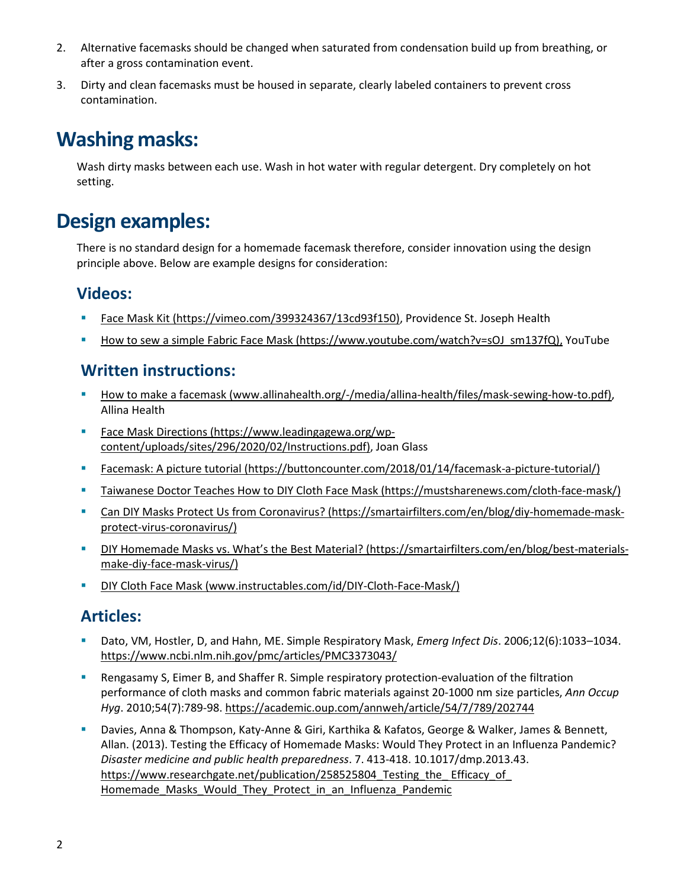2. Alternative facemasks should be changed when saturated from condensation build up from breathing, or after a gross contamination event.

3. Dirty and clean facemasks must be housed in separate, clearly labeled containers to prevent cross contamination.

# Washing masks:

Wash dirty masks between each use. Wash in hot water with regular detergent. Dry completely on hot setting.

# Design examples:

There is no standard design for a homemade facemask therefore, consider innovation using the design principle above. Below are example designs for consideration:

## Videos:

- Face Mask Kit (https://vimeo.com/399324367/13cd93f150), Providence St. Joseph Health
- How to sew a simple Fabric Face Mask (https://www.youtube.com/watch?v=sOJ_sm137fQ), YouTube

## Written instructions:

- How to make a facemask (www.allinahealth.org/-/media/allina-health/files/mask-sewing-how-to.pdf), Allina Health
- Face Mask Directions (https://www.leadingagewa.org/wp-content/uploads/sites/296/2020/02/Instructions.pdf), Joan Glass
- Facemask: A picture tutorial (https://buttoncounter.com/2018/01/14/facemask-a-picture-tutorial/)
- Taiwanese Doctor Teaches How to DIY Cloth Face Mask (https://mustsharenews.com/cloth-face-mask/)
- Can DIY Masks Protect Us from Coronavirus? (https://smartairfilters.com/en/blog/diy-homemade-mask-protect-virus-coronavirus/)
- DIY Homemade Masks vs. What's the Best Material? (https://smartairfilters.com/en/blog/best-materials-make-diy-face-mask-virus/)
- DIY Cloth Face Mask (www.instructables.com/id/DIY-Cloth-Face-Mask/)

## Articles:

- Dato, VM, Hostler, D, and Hahn, ME. Simple Respiratory Mask, *Emerg Infect Dis*. 2006;12(6):1033–1034. https://www.ncbi.nlm.nih.gov/pmc/articles/PMC3373043/
- Rengasamy S, Eimer B, and Shaffer R. Simple respiratory protection-evaluation of the filtration performance of cloth masks and common fabric materials against 20-1000 nm size particles, *Ann Occup Hyg*. 2010;54(7):789-98. https://academic.oup.com/annweh/article/54/7/789/202744
- Davies, Anna & Thompson, Katy-Anne & Giri, Karthika & Kafatos, George & Walker, James & Bennett, Allan. (2013). Testing the Efficacy of Homemade Masks: Would They Protect in an Influenza Pandemic? *Disaster medicine and public health preparedness*. 7. 413-418. 10.1017/dmp.2013.43. https://www.researchgate.net/publication/258525804_Testing_the_Efficacy_of_Homemade_Masks_Would_They_Protect_in_an_Influenza_Pandemic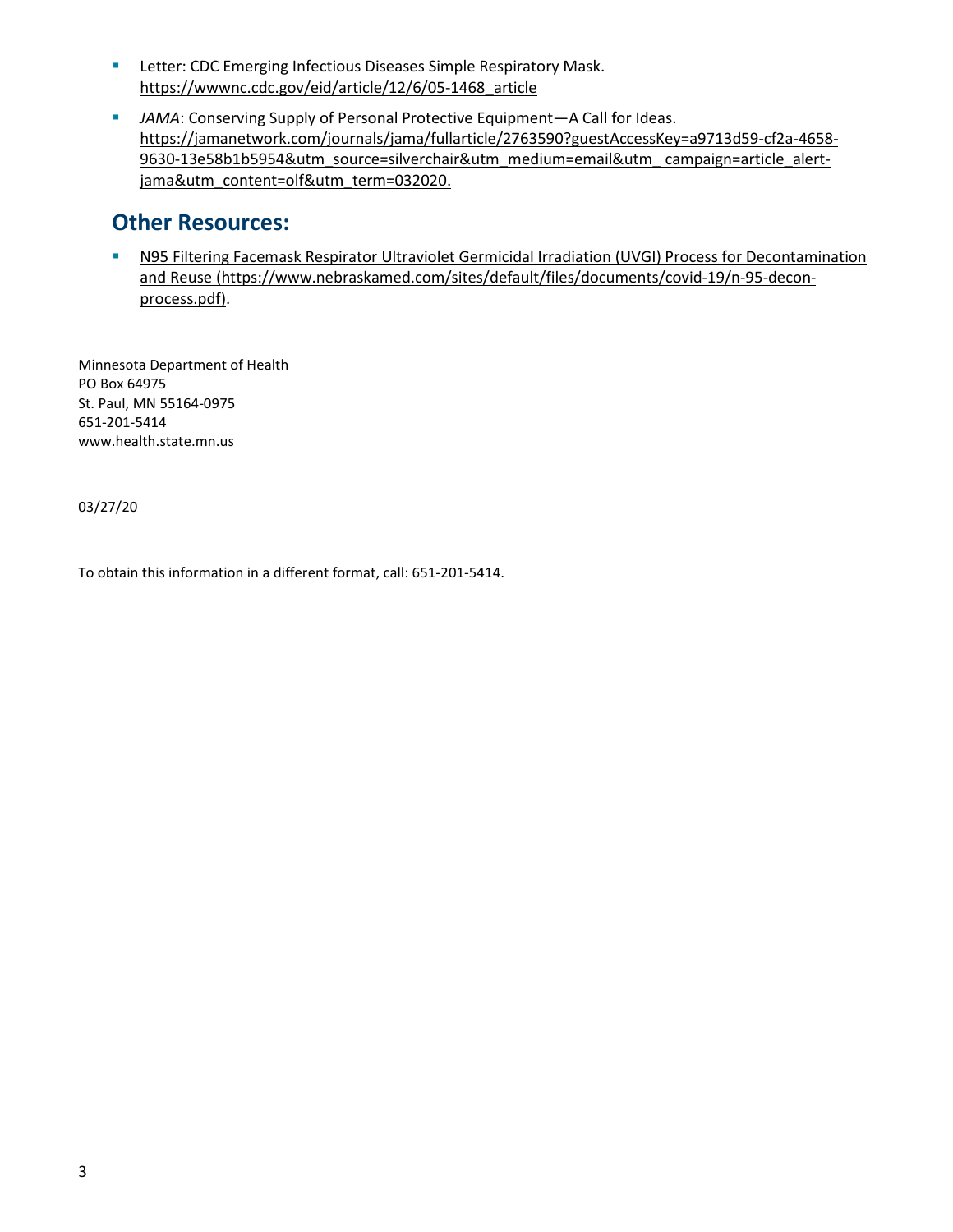- Letter: CDC Emerging Infectious Diseases Simple Respiratory Mask. https://wwwnc.cdc.gov/eid/article/12/6/05-1468_article
- *JAMA*: Conserving Supply of Personal Protective Equipment—A Call for Ideas. https://jamanetwork.com/journals/jama/fullarticle/2763590?guestAccessKey=a9713d59-cf2a-4658-9630-13e58b1b5954&utm_source=silverchair&utm_medium=email&utm_ campaign=article_alert-jama&utm_content=olf&utm_term=032020.

## Other Resources:

- N95 Filtering Facemask Respirator Ultraviolet Germicidal Irradiation (UVGI) Process for Decontamination and Reuse (https://www.nebraskamed.com/sites/default/files/documents/covid-19/n-95-decon-process.pdf).

Minnesota Department of Health
PO Box 64975
St. Paul, MN 55164-0975
651-201-5414
www.health.state.mn.us

03/27/20

To obtain this information in a different format, call: 651-201-5414.